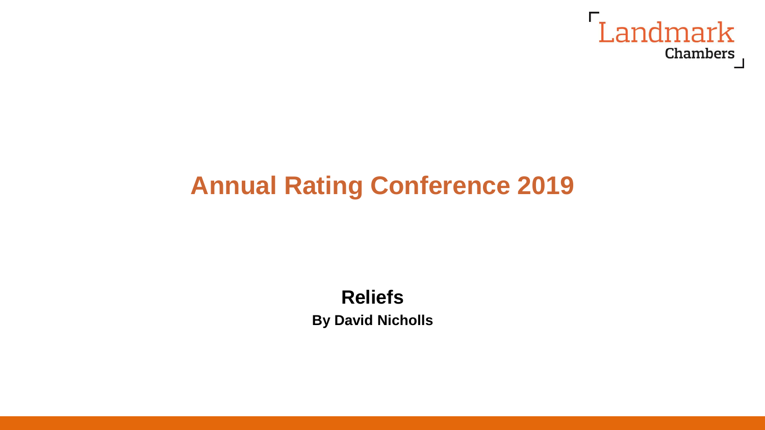Landmark Chambers

# Annual Rating Conference 2019

## Reliefs

**By David Nicholls**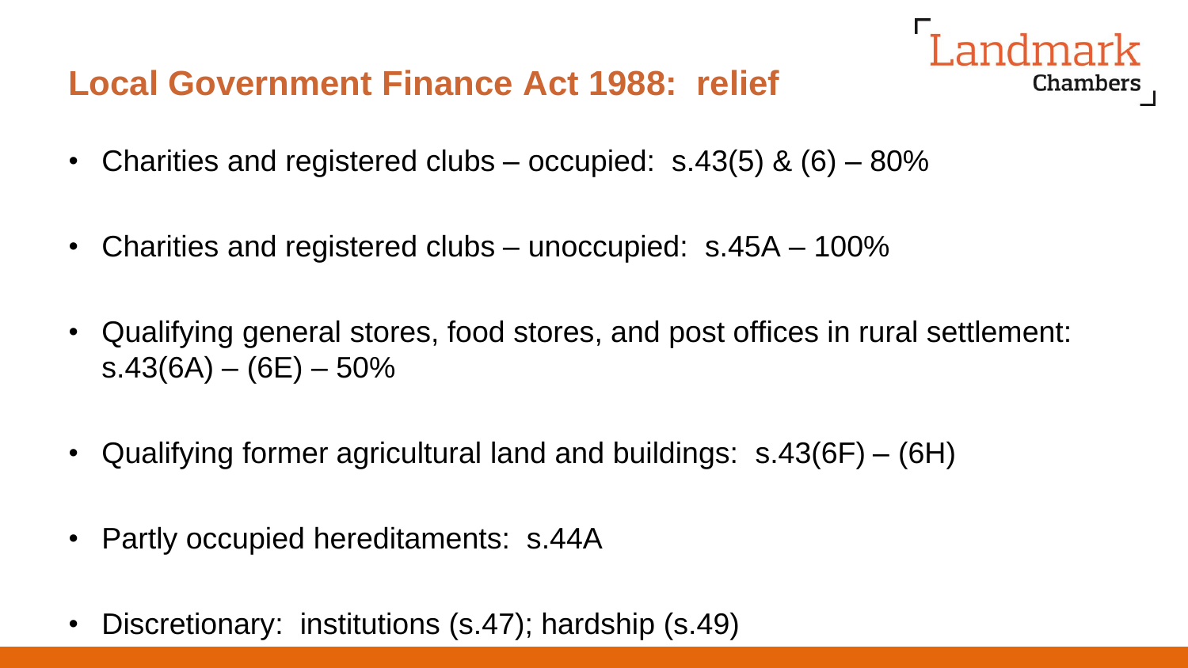## Local Government Finance Act 1988: relief

- Charities and registered clubs – occupied: s.43(5) & (6) – 80%
- Charities and registered clubs – unoccupied: s.45A – 100%
- Qualifying general stores, food stores, and post offices in rural settlement: s.43(6A) – (6E) – 50%
- Qualifying former agricultural land and buildings: s.43(6F) – (6H)
- Partly occupied hereditaments: s.44A
- Discretionary: institutions (s.47); hardship (s.49)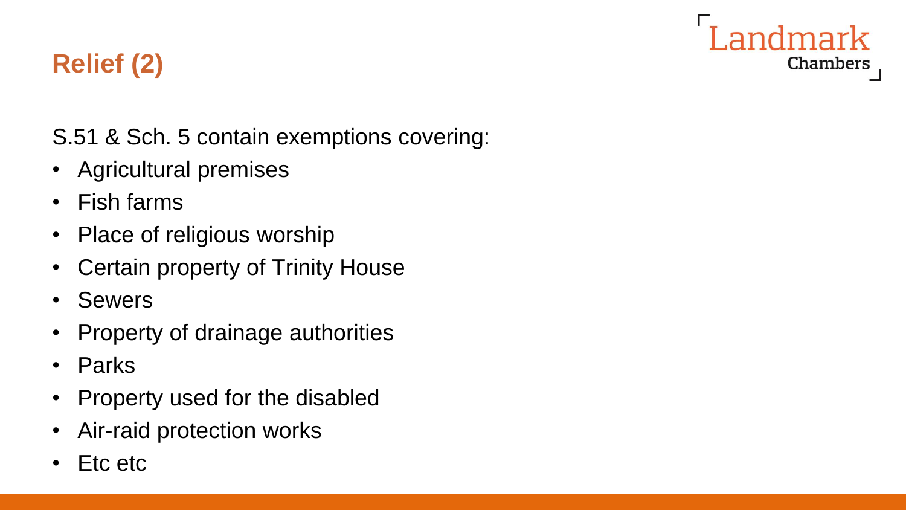## Relief (2)

S.51 & Sch. 5 contain exemptions covering:

- Agricultural premises
- Fish farms
- Place of religious worship
- Certain property of Trinity House
- Sewers
- Property of drainage authorities
- Parks
- Property used for the disabled
- Air-raid protection works
- Etc etc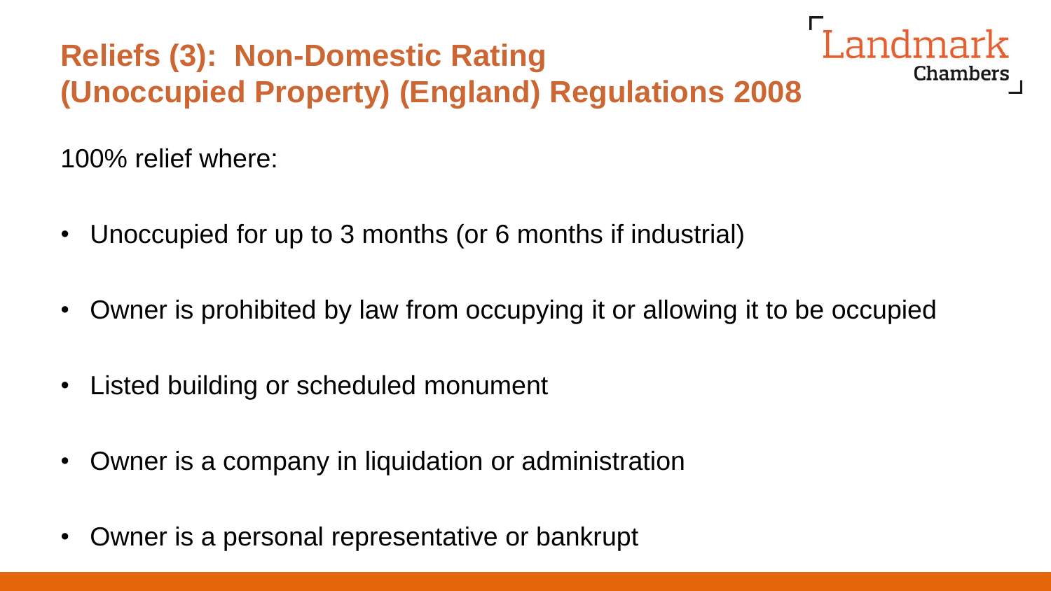## Reliefs (3): Non-Domestic Rating (Unoccupied Property) (England) Regulations 2008

100% relief where:

- Unoccupied for up to 3 months (or 6 months if industrial)
- Owner is prohibited by law from occupying it or allowing it to be occupied
- Listed building or scheduled monument
- Owner is a company in liquidation or administration
- Owner is a personal representative or bankrupt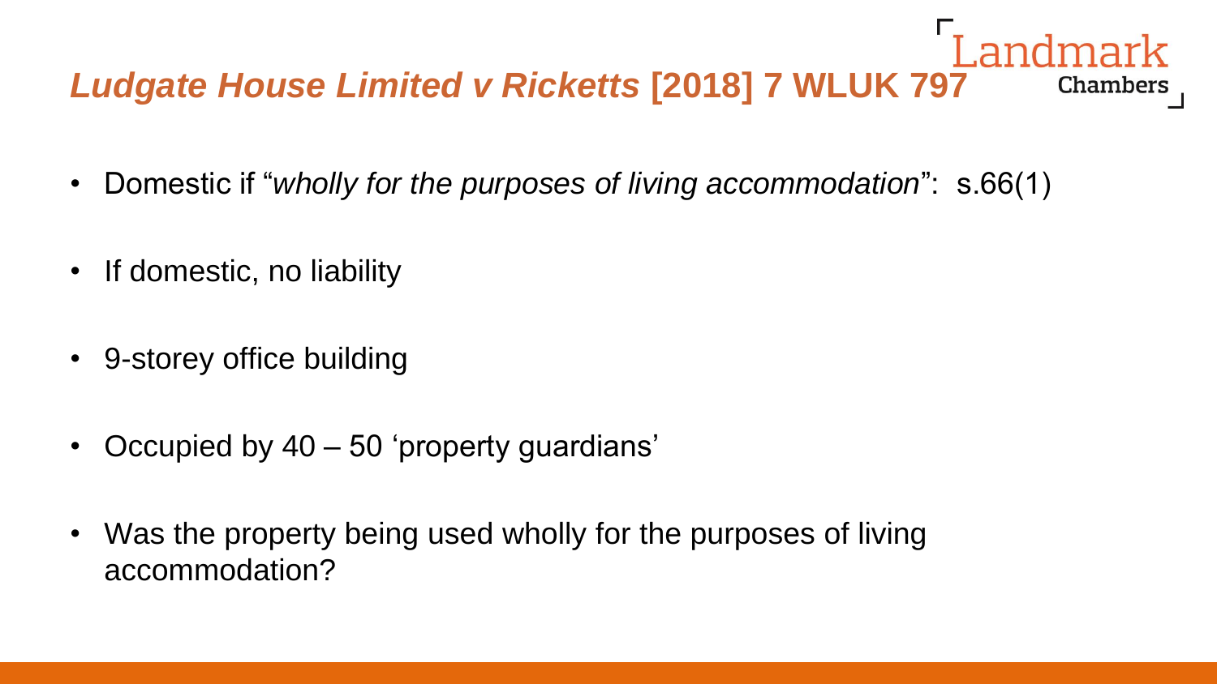## *Ludgate House Limited v Ricketts* [2018] 7 WLUK 797

- Domestic if "*wholly for the purposes of living accommodation*": s.66(1)
- If domestic, no liability
- 9-storey office building
- Occupied by 40 – 50 'property guardians'
- Was the property being used wholly for the purposes of living accommodation?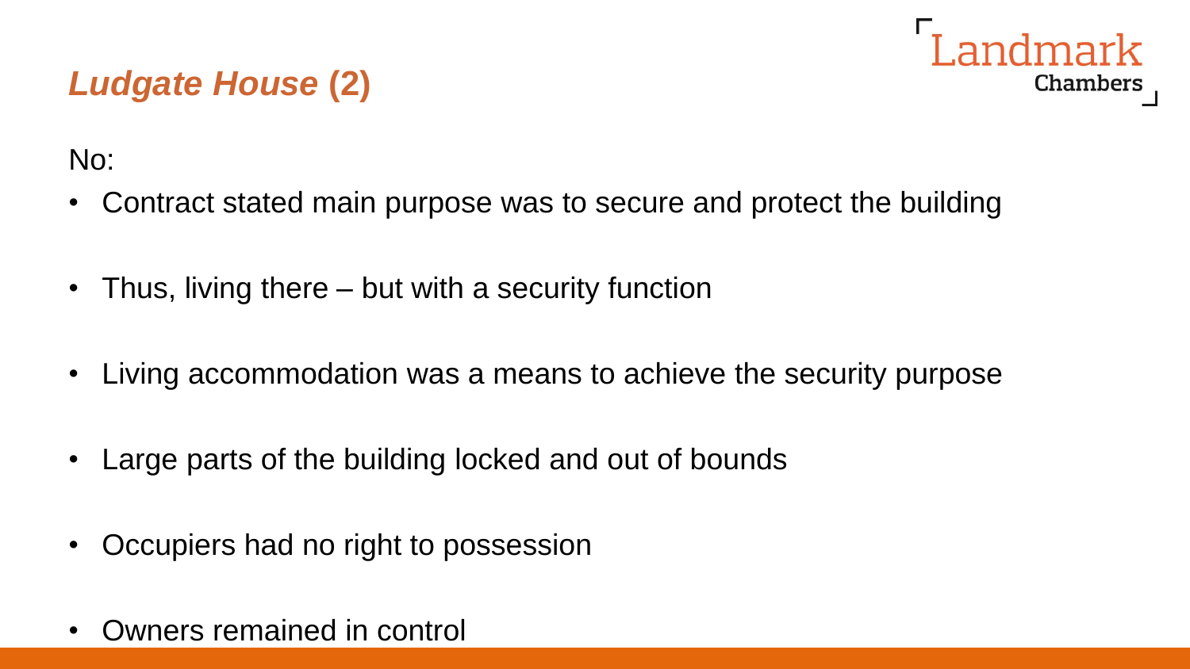## *Ludgate House* (2)

No:

- Contract stated main purpose was to secure and protect the building
- Thus, living there – but with a security function
- Living accommodation was a means to achieve the security purpose
- Large parts of the building locked and out of bounds
- Occupiers had no right to possession
- Owners remained in control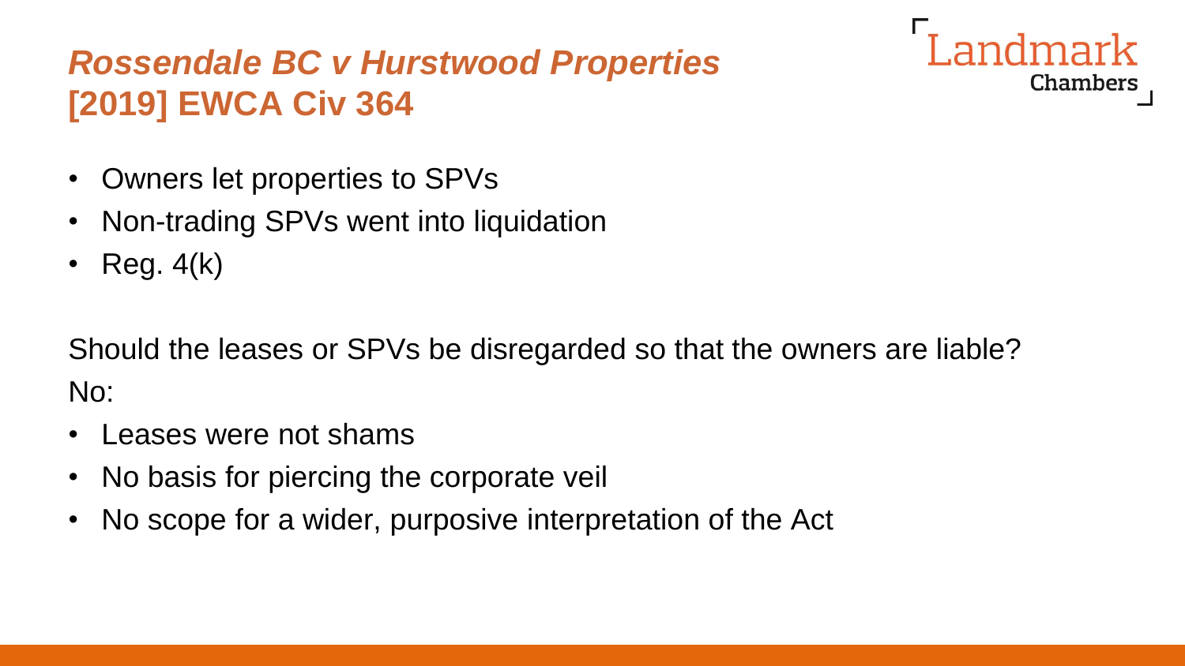# *Rossendale BC v Hurstwood Properties* [2019] EWCA Civ 364

- Owners let properties to SPVs
- Non-trading SPVs went into liquidation
- Reg. 4(k)

Should the leases or SPVs be disregarded so that the owners are liable?

No:

- Leases were not shams
- No basis for piercing the corporate veil
- No scope for a wider, purposive interpretation of the Act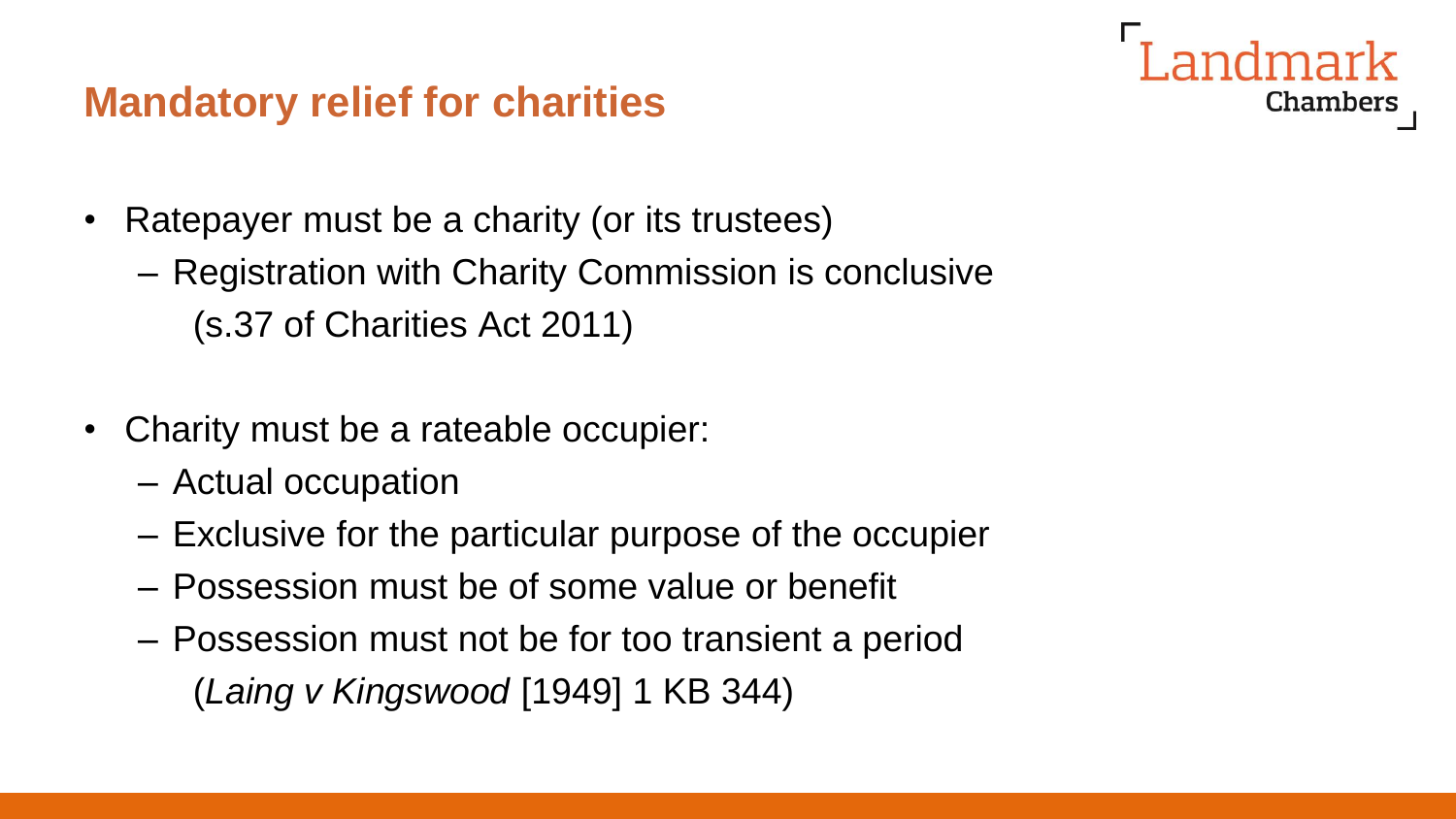## Mandatory relief for charities

- Ratepayer must be a charity (or its trustees)
  - Registration with Charity Commission is conclusive (s.37 of Charities Act 2011)
- Charity must be a rateable occupier:
  - Actual occupation
  - Exclusive for the particular purpose of the occupier
  - Possession must be of some value or benefit
  - Possession must not be for too transient a period (*Laing v Kingswood* [1949] 1 KB 344)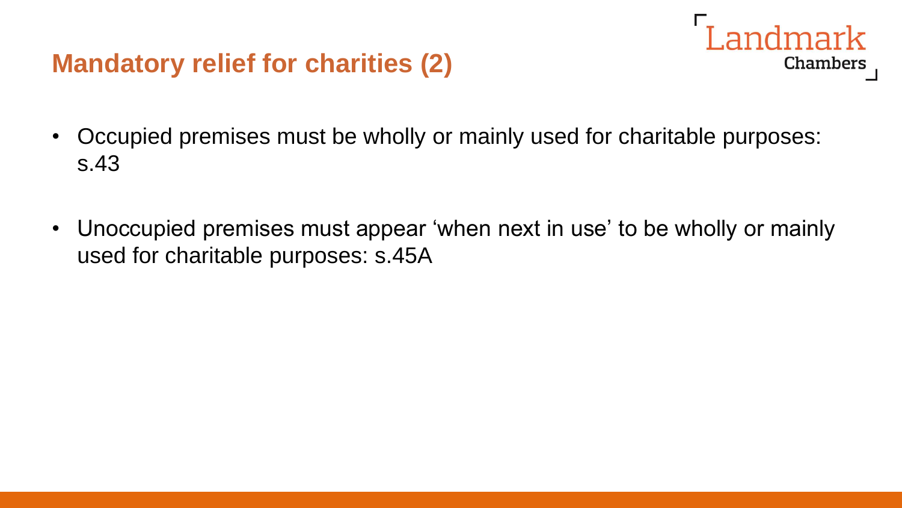# Mandatory relief for charities (2)

- Occupied premises must be wholly or mainly used for charitable purposes: s.43
- Unoccupied premises must appear 'when next in use' to be wholly or mainly used for charitable purposes: s.45A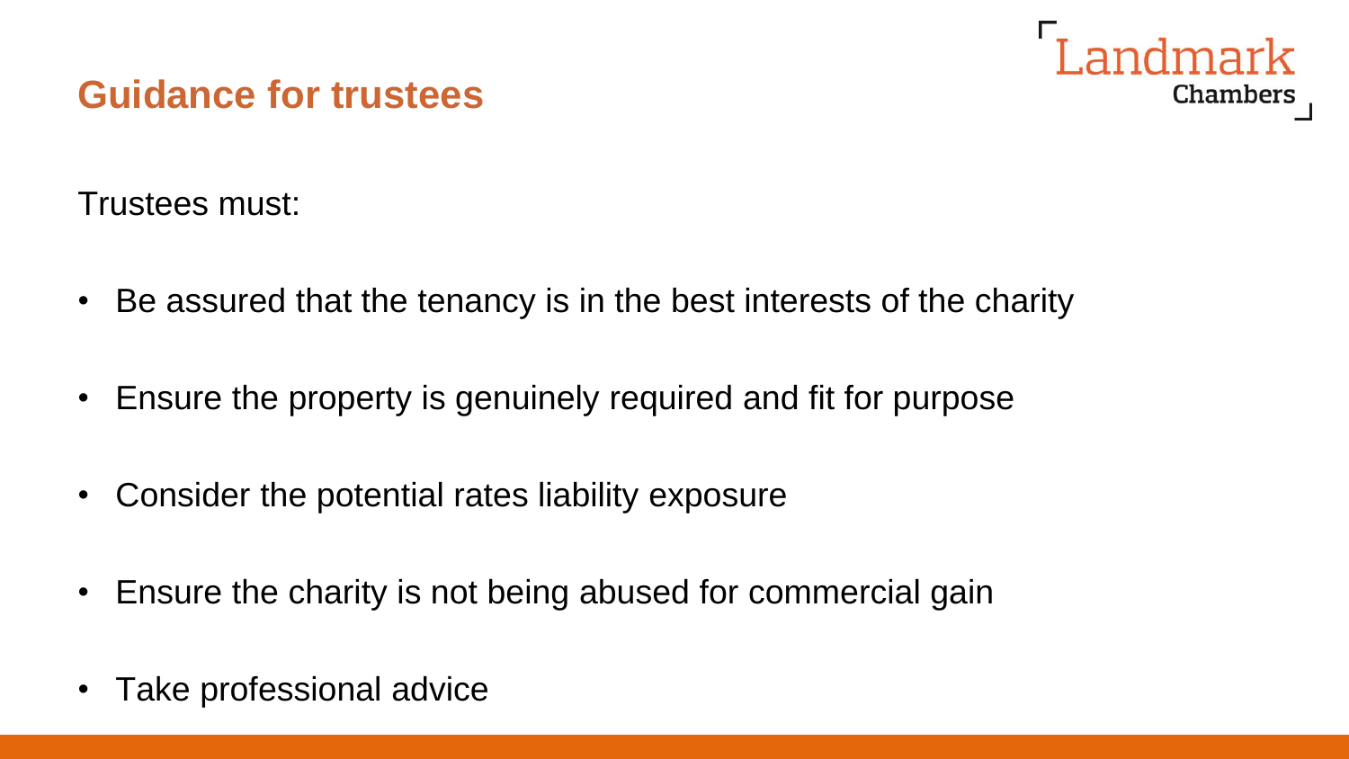## Guidance for trustees

Trustees must:

- Be assured that the tenancy is in the best interests of the charity
- Ensure the property is genuinely required and fit for purpose
- Consider the potential rates liability exposure
- Ensure the charity is not being abused for commercial gain
- Take professional advice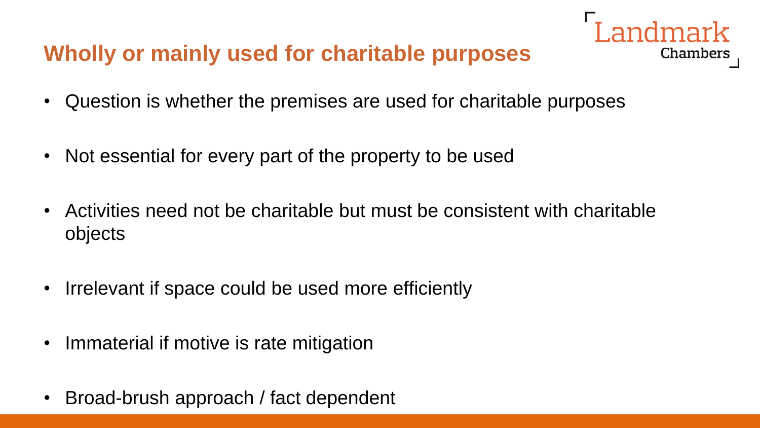## Wholly or mainly used for charitable purposes

- Question is whether the premises are used for charitable purposes
- Not essential for every part of the property to be used
- Activities need not be charitable but must be consistent with charitable objects
- Irrelevant if space could be used more efficiently
- Immaterial if motive is rate mitigation
- Broad-brush approach / fact dependent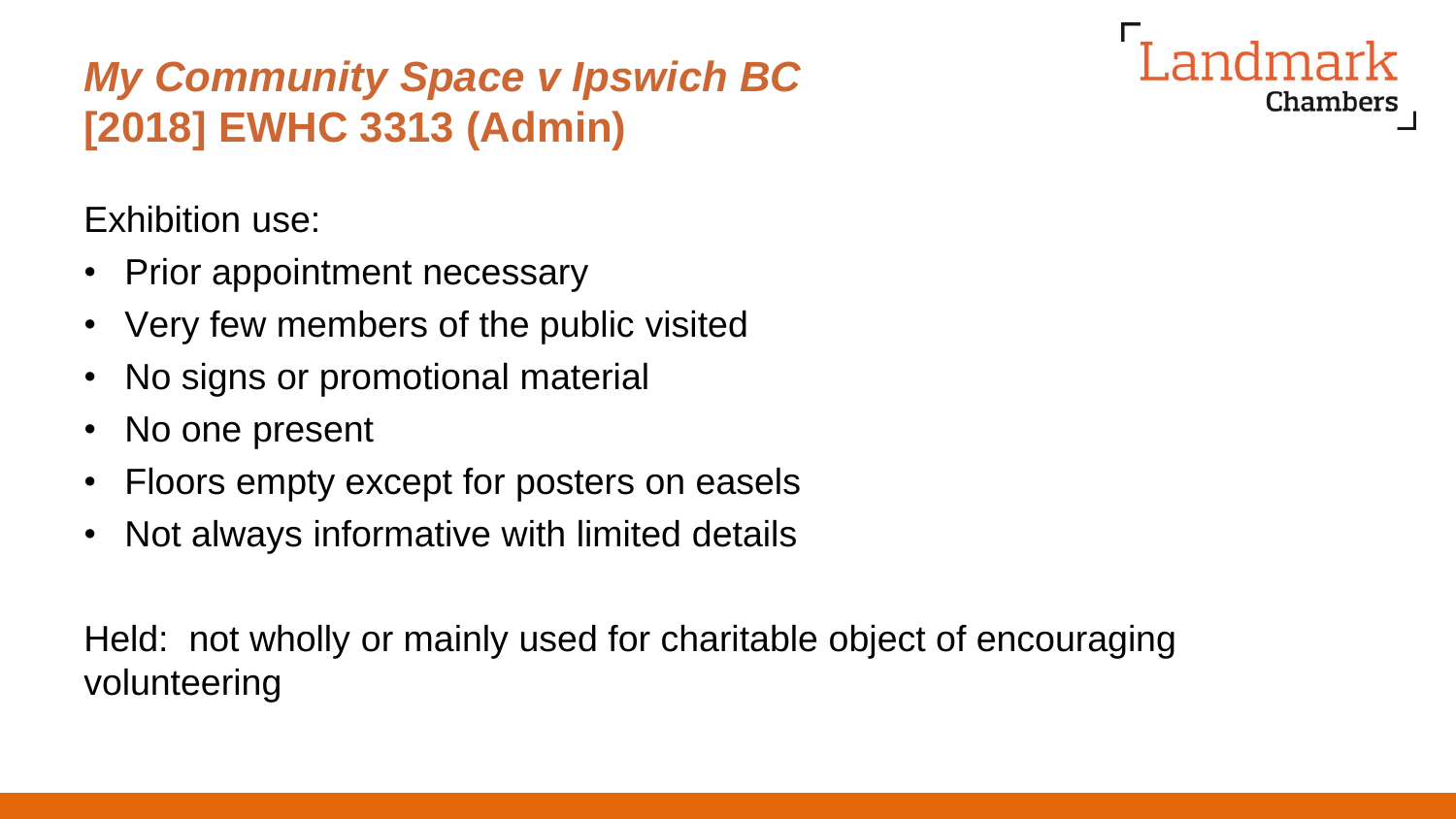## *My Community Space v Ipswich BC* [2018] EWHC 3313 (Admin)

Exhibition use:

- Prior appointment necessary
- Very few members of the public visited
- No signs or promotional material
- No one present
- Floors empty except for posters on easels
- Not always informative with limited details

Held: not wholly or mainly used for charitable object of encouraging volunteering